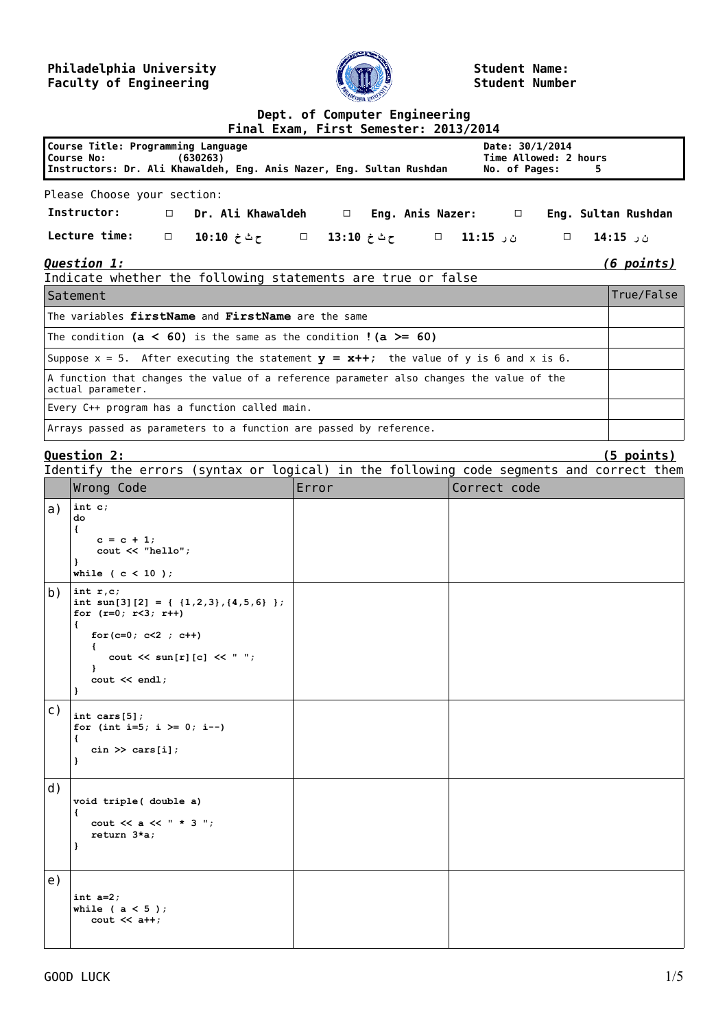**Philadelphia University**
**Faculty of Engineering**

**Student Name:**
**Student Number**

## Dept. of Computer Engineering
## Final Exam, First Semester: 2013/2014

| | |
|---|---|
| **Course Title: Programming Language** | **Date: 30/1/2014** |
| **Course No: (630263)** | **Time Allowed: 2 hours** |
| **Instructors: Dr. Ali Khawaldeh, Eng. Anis Nazer, Eng. Sultan Rushdan** | **No. of Pages: 5** |

Please Choose your section:

**Instructor:** □ **Dr. Ali Khawaldeh** □ **Eng. Anis Nazer:** □ **Eng. Sultan Rushdan**

**Lecture time:** □ **10:10 ح ث خ** □ **13:10 ح ث خ** □ **11:15 ن ر** □ **14:15 ن ر**

### *Question 1:* *(6 points)*

Indicate whether the following statements are true or false

| Satement | True/False |
|---|---|
| The variables **firstName** and **FirstName** are the same | |
| The condition **(a < 60)** is the same as the condition **!(a >= 60)** | |
| Suppose x = 5. After executing the statement **y = x++;** the value of y is 6 and x is 6. | |
| A function that changes the value of a reference parameter also changes the value of the actual parameter. | |
| Every C++ program has a function called main. | |
| Arrays passed as parameters to a function are passed by reference. | |

### Question 2: (5 points)

Identify the errors (syntax or logical) in the following code segments and correct them

| | Wrong Code | Error | Correct code |
|---|---|---|---|
| a) | `int c;`<br>`do`<br>`{`<br>`    c = c + 1;`<br>`    cout << "hello";`<br>`}`<br>`while ( c < 10 );` | | |
| b) | `int r,c;`<br>`int sun[3][2] = { {1,2,3},{4,5,6} };`<br>`for (r=0; r<3; r++)`<br>`{`<br>`   for(c=0; c<2 ; c++)`<br>`   {`<br>`      cout << sun[r][c] << " ";`<br>`   }`<br>`   cout << endl;`<br>`}` | | |
| c) | `int cars[5];`<br>`for (int i=5; i >= 0; i--)`<br>`{`<br>`   cin >> cars[i];`<br>`}` | | |
| d) | `void triple( double a)`<br>`{`<br>`   cout << a << " * 3 ";`<br>`   return 3*a;`<br>`}` | | |
| e) | `int a=2;`<br>`while ( a < 5 );`<br>`   cout << a++;` | | |

GOOD LUCK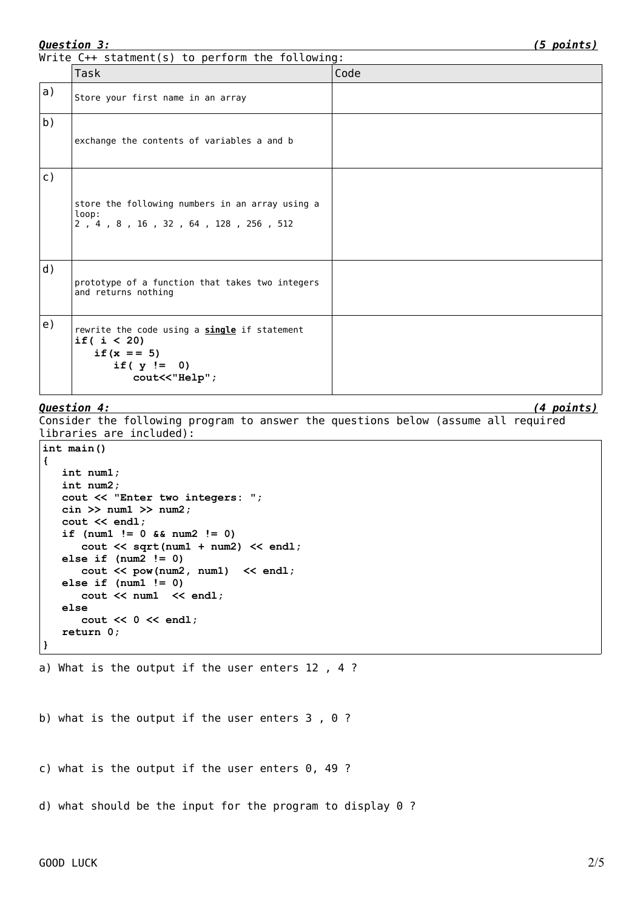***Question 3:*** ***(5 points)***

Write C++ statment(s) to perform the following:

| | Task | Code |
|---|---|---|
| a) | Store your first name in an array | |
| b) | exchange the contents of variables a and b | |
| c) | store the following numbers in an array using a loop:<br>2 , 4 , 8 , 16 , 32 , 64 , 128 , 256 , 512 | |
| d) | prototype of a function that takes two integers and returns nothing | |
| e) | rewrite the code using a **single** if statement<br>`if( i < 20)`<br>`   if(x == 5)`<br>`      if( y !=  0)`<br>`         cout<<"Help";` | |

***Question 4:*** ***(4 points)***

Consider the following program to answer the questions below (assume all required libraries are included):

```
int main()
{
   int num1;
   int num2;
   cout << "Enter two integers: ";
   cin >> num1 >> num2;
   cout << endl;
   if (num1 != 0 && num2 != 0)
      cout << sqrt(num1 + num2) << endl;
   else if (num2 != 0)
      cout << pow(num2, num1)  << endl;
   else if (num1 != 0)
      cout << num1  << endl;
   else
      cout << 0 << endl;
   return 0;
}
```

a) What is the output if the user enters 12 , 4 ?

b) what is the output if the user enters 3 , 0 ?

c) what is the output if the user enters 0, 49 ?

d) what should be the input for the program to display 0 ?

GOOD LUCK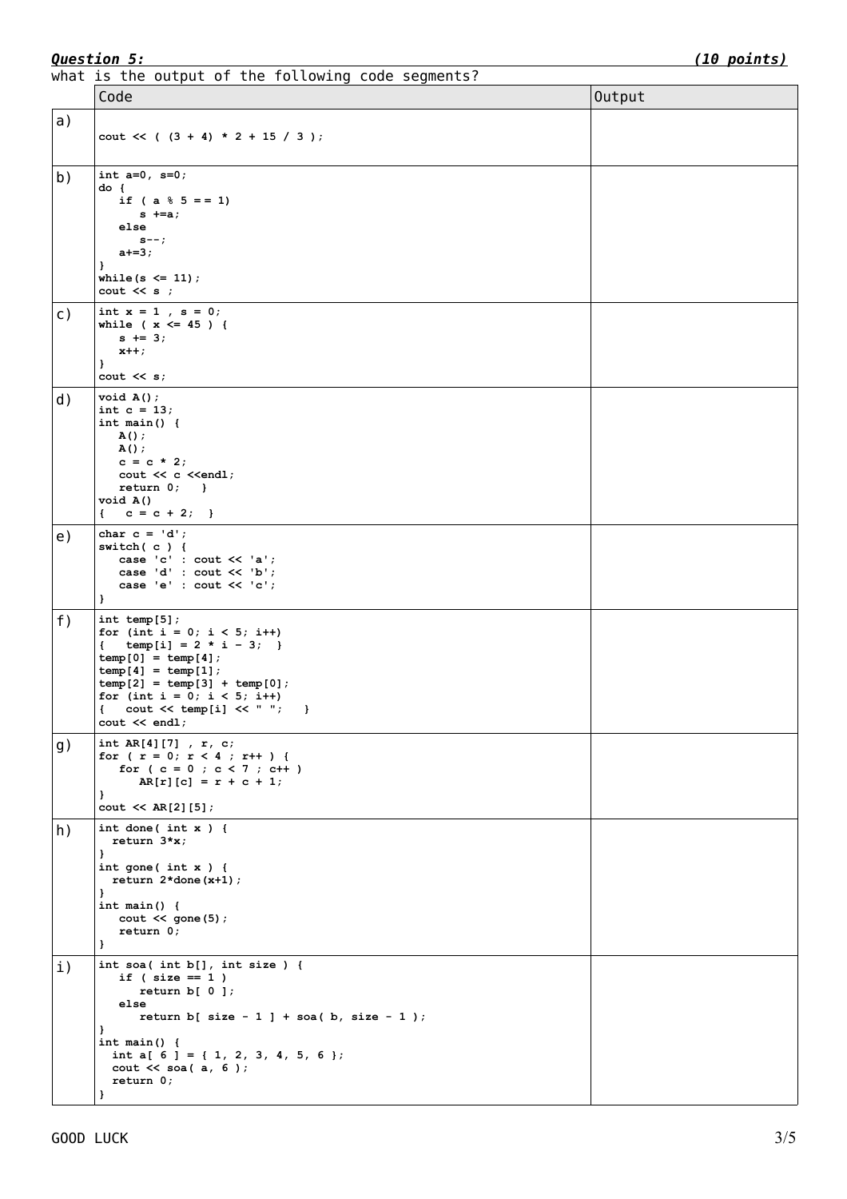***Question 5:*** ***(10 points)***

what is the output of the following code segments?

| | Code | Output |
|---|---|---|
| a) | `cout << ( (3 + 4) * 2 + 15 / 3 );` | |
| b) | `int a=0, s=0;`<br>`do {`<br>`   if ( a % 5 == 1)`<br>`      s +=a;`<br>`   else`<br>`      s--;`<br>`   a+=3;`<br>`}`<br>`while(s <= 11);`<br>`cout << s ;` | |
| c) | `int x = 1 , s = 0;`<br>`while ( x <= 45 ) {`<br>`   s += 3;`<br>`   x++;`<br>`}`<br>`cout << s;` | |
| d) | `void A();`<br>`int c = 13;`<br>`int main() {`<br>`   A();`<br>`   A();`<br>`   c = c * 2;`<br>`   cout << c <<endl;`<br>`   return 0;   }`<br>`void A()`<br>`{   c = c + 2;  }` | |
| e) | `char c = 'd';`<br>`switch( c ) {`<br>`   case 'c' : cout << 'a';`<br>`   case 'd' : cout << 'b';`<br>`   case 'e' : cout << 'c';`<br>`}` | |
| f) | `int temp[5];`<br>`for (int i = 0; i < 5; i++)`<br>`{   temp[i] = 2 * i - 3;  }`<br>`temp[0] = temp[4];`<br>`temp[4] = temp[1];`<br>`temp[2] = temp[3] + temp[0];`<br>`for (int i = 0; i < 5; i++)`<br>`{   cout << temp[i] << " ";   }`<br>`cout << endl;` | |
| g) | `int AR[4][7] , r, c;`<br>`for ( r = 0; r < 4 ; r++ ) {`<br>`   for ( c = 0 ; c < 7 ; c++ )`<br>`      AR[r][c] = r + c + 1;`<br>`}`<br>`cout << AR[2][5];` | |
| h) | `int done( int x ) {`<br>`  return 3*x;`<br>`}`<br>`int gone( int x ) {`<br>`  return 2*done(x+1);`<br>`}`<br>`int main() {`<br>`   cout << gone(5);`<br>`   return 0;`<br>`}` | |
| i) | `int soa( int b[], int size ) {`<br>`   if ( size == 1 )`<br>`      return b[ 0 ];`<br>`   else`<br>`      return b[ size - 1 ] + soa( b, size - 1 );`<br>`}`<br>`int main() {`<br>`  int a[ 6 ] = { 1, 2, 3, 4, 5, 6 };`<br>`  cout << soa( a, 6 );`<br>`  return 0;`<br>`}` | |

GOOD LUCK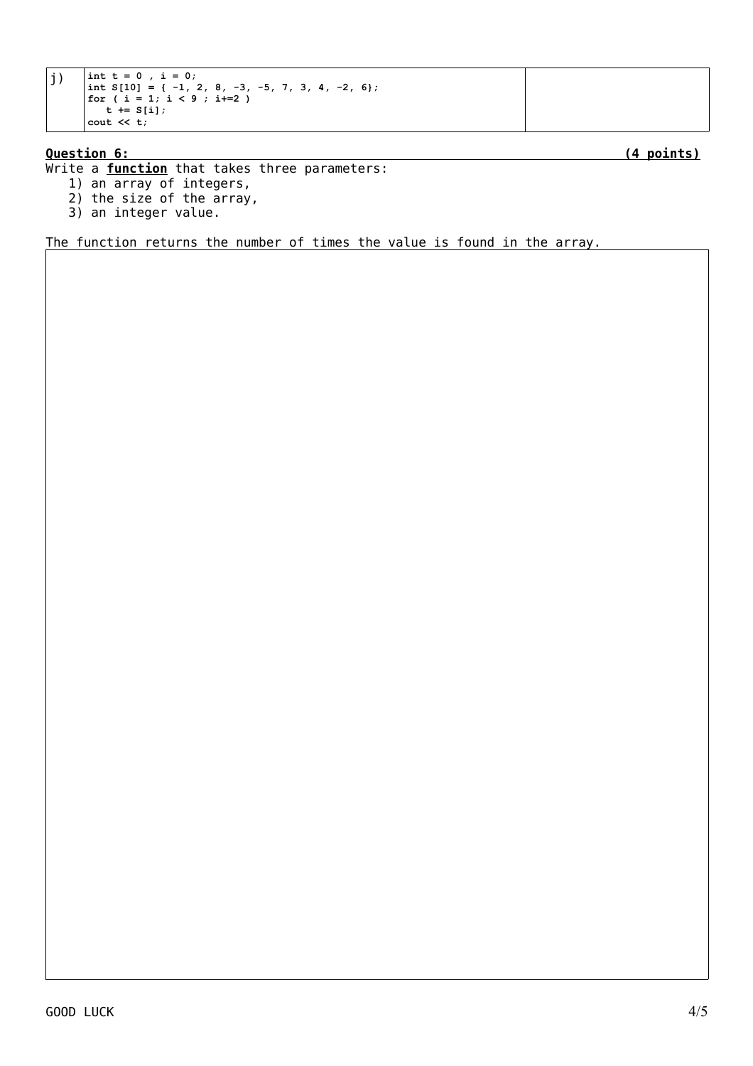| j) | `int t = 0 , i = 0;`<br>`int S[10] = { -1, 2, 8, -3, -5, 7, 3, 4, -2, 6};`<br>`for ( i = 1; i < 9 ; i+=2 )`<br>`   t += S[i];`<br>`cout << t;` | |
|---|---|---|

**Question 6:** **(4 points)**

Write a **function** that takes three parameters:

1) an array of integers,
2) the size of the array,
3) an integer value.

The function returns the number of times the value is found in the array.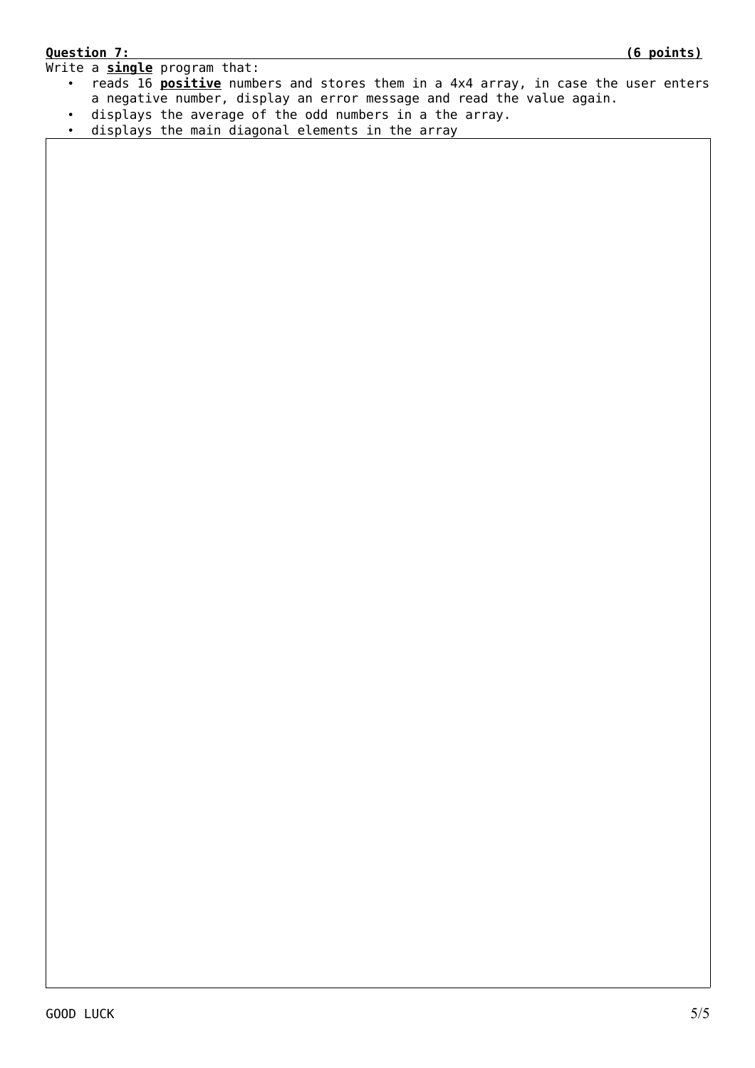**Question 7:** **(6 points)**

Write a **single** program that:

- reads 16 **positive** numbers and stores them in a 4x4 array, in case the user enters a negative number, display an error message and read the value again.
- displays the average of the odd numbers in a the array.
- displays the main diagonal elements in the array